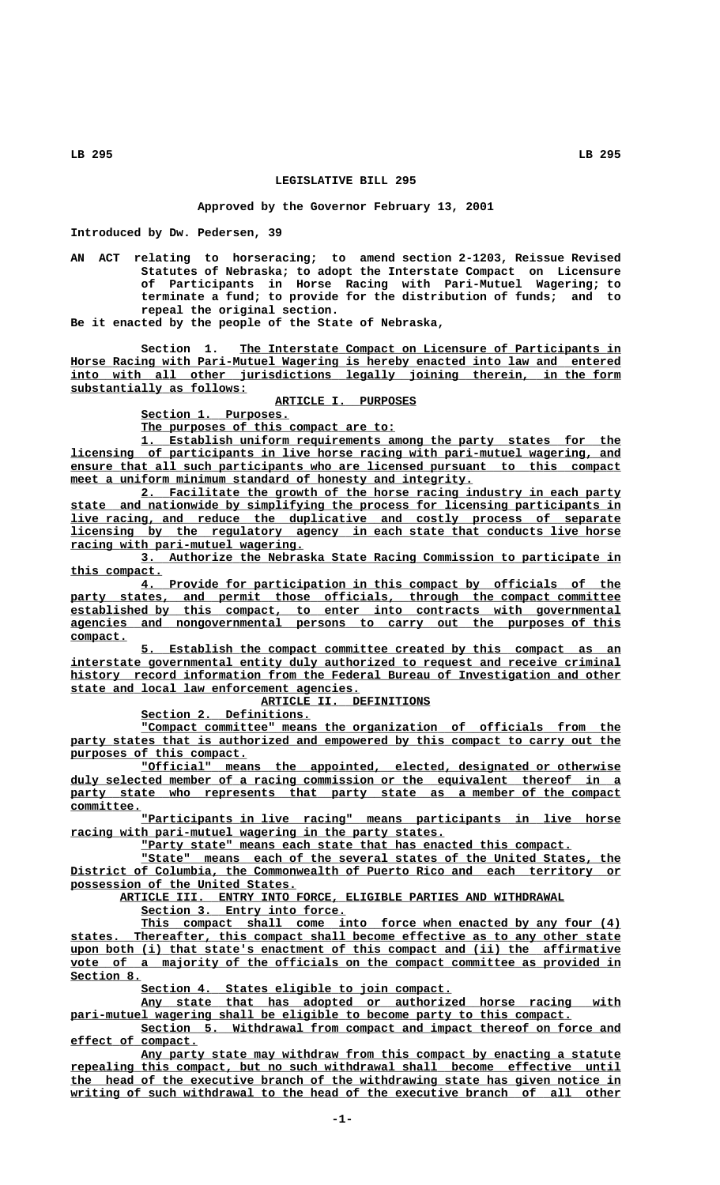# LEGISLATIVE BILL 295

**Approved by the Governor February 13, 2001**

Introduced by Dw. Pedersen, 39

AN ACT relating to horseracing; to amend section 2-1203, Reissue Revised Statutes of Nebraska; to adopt the Interstate Compact on Licensure of Participants in Horse Racing with Pari-Mutuel Wagering; to terminate a fund; to provide for the distribution of funds; and to repeal the original section.

Be it enacted by the people of the State of Nebraska,

Section 1. The Interstate Compact on Licensure of Participants in Horse Racing with Pari-Mutuel Wagering is hereby enacted into law and entered into with all other jurisdictions legally joining therein, in the form substantially as follows:

## ARTICLE I. PURPOSES

Section 1. Purposes.

The purposes of this compact are to:

1. Establish uniform requirements among the party states for the licensing of participants in live horse racing with pari-mutuel wagering, and ensure that all such participants who are licensed pursuant to this compact meet a uniform minimum standard of honesty and integrity.

2. Facilitate the growth of the horse racing industry in each party state and nationwide by simplifying the process for licensing participants in live racing, and reduce the duplicative and costly process of separate licensing by the regulatory agency in each state that conducts live horse racing with pari-mutuel wagering.

3. Authorize the Nebraska State Racing Commission to participate in this compact.

4. Provide for participation in this compact by officials of the party states, and permit those officials, through the compact committee established by this compact, to enter into contracts with governmental agencies and nongovernmental persons to carry out the purposes of this compact.

5. Establish the compact committee created by this compact as an interstate governmental entity duly authorized to request and receive criminal history record information from the Federal Bureau of Investigation and other state and local law enforcement agencies.

## ARTICLE II. DEFINITIONS

Section 2. Definitions.

"Compact committee" means the organization of officials from the party states that is authorized and empowered by this compact to carry out the purposes of this compact.

"Official" means the appointed, elected, designated or otherwise duly selected member of a racing commission or the equivalent thereof in a party state who represents that party state as a member of the compact committee.

"Participants in live racing" means participants in live horse racing with pari-mutuel wagering in the party states.

"Party state" means each state that has enacted this compact.

"State" means each of the several states of the United States, the District of Columbia, the Commonwealth of Puerto Rico and each territory or possession of the United States.

## ARTICLE III. ENTRY INTO FORCE, ELIGIBLE PARTIES AND WITHDRAWAL

Section 3. Entry into force.

This compact shall come into force when enacted by any four (4) states. Thereafter, this compact shall become effective as to any other state upon both (i) that state's enactment of this compact and (ii) the affirmative vote of a majority of the officials on the compact committee as provided in Section 8.

Section 4. States eligible to join compact.

Any state that has adopted or authorized horse racing with pari-mutuel wagering shall be eligible to become party to this compact.

Section 5. Withdrawal from compact and impact thereof on force and effect of compact.

Any party state may withdraw from this compact by enacting a statute repealing this compact, but no such withdrawal shall become effective until the head of the executive branch of the withdrawing state has given notice in writing of such withdrawal to the head of the executive branch of all other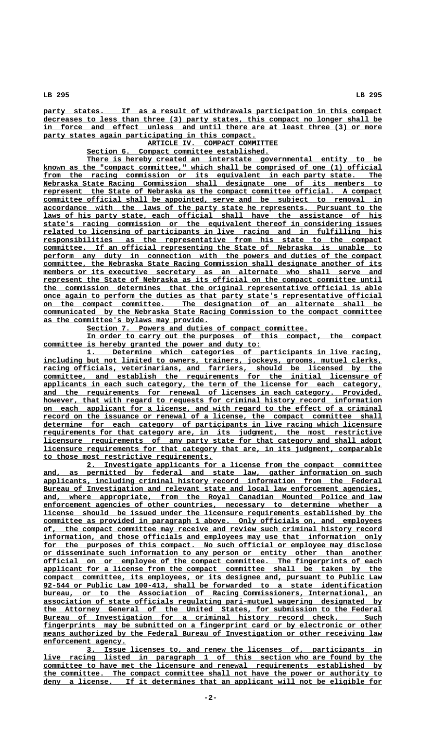party states. If as a result of withdrawals participation in this compact decreases to less than three (3) party states, this compact no longer shall be in force and effect unless and until there are at least three (3) or more party states again participating in this compact.

## ARTICLE IV. COMPACT COMMITTEE

### Section 6. Compact committee established.

There is hereby created an interstate governmental entity to be known as the "compact committee," which shall be comprised of one (1) official from the racing commission or its equivalent in each party state. The Nebraska State Racing Commission shall designate one of its members to represent the State of Nebraska as the compact committee official. A compact committee official shall be appointed, serve and be subject to removal in accordance with the laws of the party state he represents. Pursuant to the laws of his party state, each official shall have the assistance of his state's racing commission or the equivalent thereof in considering issues related to licensing of participants in live racing and in fulfilling his responsibilities as the representative from his state to the compact committee. If an official representing the State of Nebraska is unable to perform any duty in connection with the powers and duties of the compact committee, the Nebraska State Racing Commission shall designate another of its members or its executive secretary as an alternate who shall serve and represent the State of Nebraska as its official on the compact committee until the commission determines that the original representative official is able once again to perform the duties as that party state's representative official on the compact committee. The designation of an alternate shall be communicated by the Nebraska State Racing Commission to the compact committee as the committee's bylaws may provide.

### Section 7. Powers and duties of compact committee.

In order to carry out the purposes of this compact, the compact committee is hereby granted the power and duty to:

1. Determine which categories of participants in live racing, including but not limited to owners, trainers, jockeys, grooms, mutuel clerks, racing officials, veterinarians, and farriers, should be licensed by the committee, and establish the requirements for the initial licensure of applicants in each such category, the term of the license for each category, and the requirements for renewal of licenses in each category. Provided, however, that with regard to requests for criminal history record information on each applicant for a license, and with regard to the effect of a criminal record on the issuance or renewal of a license, the compact committee shall determine for each category of participants in live racing which licensure requirements for that category are, in its judgment, the most restrictive licensure requirements of any party state for that category and shall adopt licensure requirements for that category that are, in its judgment, comparable to those most restrictive requirements.

2. Investigate applicants for a license from the compact committee and, as permitted by federal and state law, gather information on such applicants, including criminal history record information from the Federal Bureau of Investigation and relevant state and local law enforcement agencies, and, where appropriate, from the Royal Canadian Mounted Police and law enforcement agencies of other countries, necessary to determine whether a license should be issued under the licensure requirements established by the committee as provided in paragraph 1 above. Only officials on, and employees of, the compact committee may receive and review such criminal history record information, and those officials and employees may use that information only for the purposes of this compact. No such official or employee may disclose or disseminate such information to any person or entity other than another official on or employee of the compact committee. The fingerprints of each applicant for a license from the compact committee shall be taken by the compact committee, its employees, or its designee and, pursuant to Public Law 92-544 or Public Law 100-413, shall be forwarded to a state identification bureau, or to the Association of Racing Commissioners, International, an association of state officials regulating pari-mutuel wagering designated by the Attorney General of the United States, for submission to the Federal Bureau of Investigation for a criminal history record check. Such fingerprints may be submitted on a fingerprint card or by electronic or other means authorized by the Federal Bureau of Investigation or other receiving law enforcement agency.

3. Issue licenses to, and renew the licenses of, participants in live racing listed in paragraph 1 of this section who are found by the committee to have met the licensure and renewal requirements established by the committee. The compact committee shall not have the power or authority to deny a license. If it determines that an applicant will not be eligible for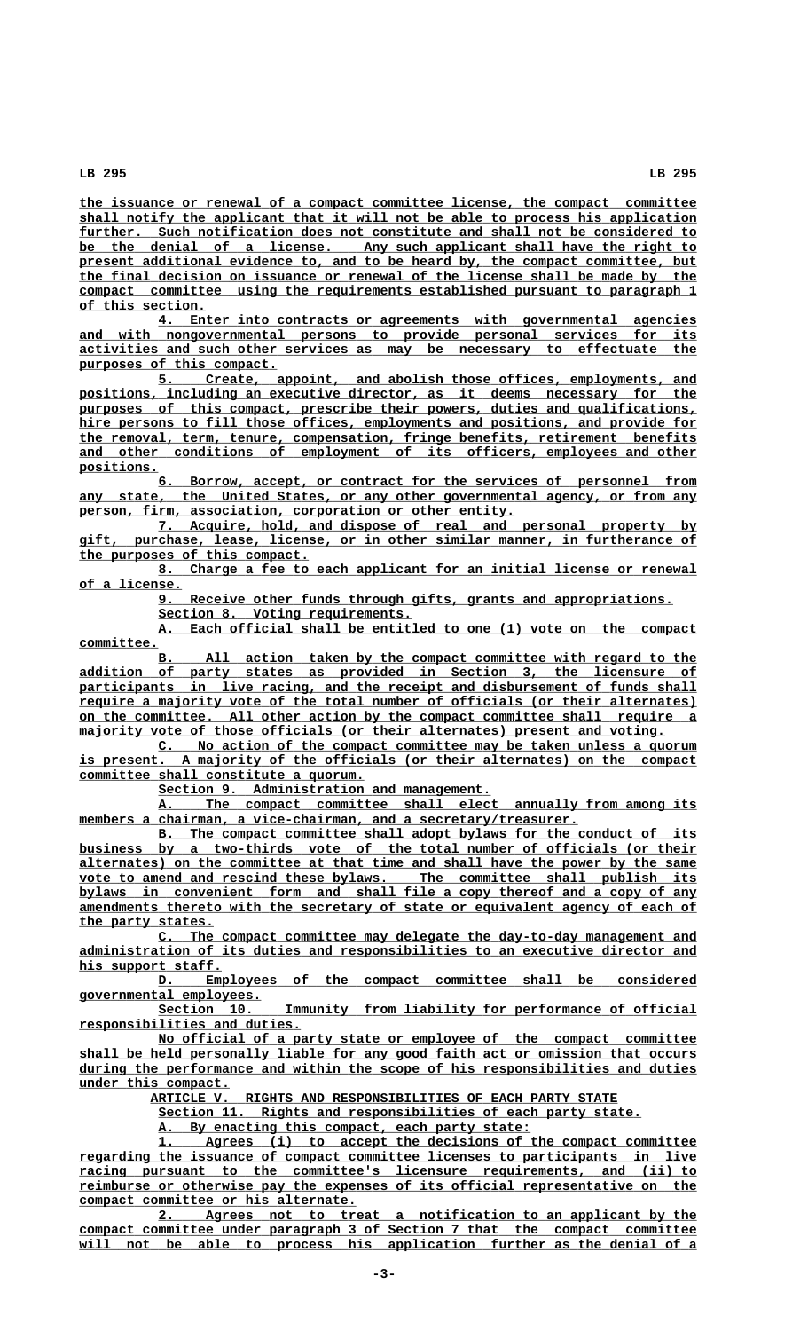the issuance or renewal of a compact committee license, the compact committee shall notify the applicant that it will not be able to process his application further. Such notification does not constitute and shall not be considered to be the denial of a license. Any such applicant shall have the right to present additional evidence to, and to be heard by, the compact committee, but the final decision on issuance or renewal of the license shall be made by the compact committee using the requirements established pursuant to paragraph 1 of this section.

4. Enter into contracts or agreements with governmental agencies and with nongovernmental persons to provide personal services for its activities and such other services as may be necessary to effectuate the purposes of this compact.

5. Create, appoint, and abolish those offices, employments, and positions, including an executive director, as it deems necessary for the purposes of this compact, prescribe their powers, duties and qualifications, hire persons to fill those offices, employments and positions, and provide for the removal, term, tenure, compensation, fringe benefits, retirement benefits and other conditions of employment of its officers, employees and other positions.

6. Borrow, accept, or contract for the services of personnel from any state, the United States, or any other governmental agency, or from any person, firm, association, corporation or other entity.

7. Acquire, hold, and dispose of real and personal property by gift, purchase, lease, license, or in other similar manner, in furtherance of the purposes of this compact.

8. Charge a fee to each applicant for an initial license or renewal of a license.

9. Receive other funds through gifts, grants and appropriations.

Section 8. Voting requirements.

A. Each official shall be entitled to one (1) vote on the compact committee.

B. All action taken by the compact committee with regard to the addition of party states as provided in Section 3, the licensure of participants in live racing, and the receipt and disbursement of funds shall require a majority vote of the total number of officials (or their alternates) on the committee. All other action by the compact committee shall require a majority vote of those officials (or their alternates) present and voting.

C. No action of the compact committee may be taken unless a quorum is present. A majority of the officials (or their alternates) on the compact committee shall constitute a quorum.

Section 9. Administration and management.

A. The compact committee shall elect annually from among its members a chairman, a vice-chairman, and a secretary/treasurer.

B. The compact committee shall adopt bylaws for the conduct of its business by a two-thirds vote of the total number of officials (or their alternates) on the committee at that time and shall have the power by the same vote to amend and rescind these bylaws. The committee shall publish its bylaws in convenient form and shall file a copy thereof and a copy of any amendments thereto with the secretary of state or equivalent agency of each of the party states.

C. The compact committee may delegate the day-to-day management and administration of its duties and responsibilities to an executive director and his support staff.

D. Employees of the compact committee shall be considered governmental employees.

Section 10. Immunity from liability for performance of official responsibilities and duties.

No official of a party state or employee of the compact committee shall be held personally liable for any good faith act or omission that occurs during the performance and within the scope of his responsibilities and duties under this compact.

ARTICLE V. RIGHTS AND RESPONSIBILITIES OF EACH PARTY STATE

Section 11. Rights and responsibilities of each party state.

A. By enacting this compact, each party state:

1. Agrees (i) to accept the decisions of the compact committee regarding the issuance of compact committee licenses to participants in live racing pursuant to the committee's licensure requirements, and (ii) to reimburse or otherwise pay the expenses of its official representative on the compact committee or his alternate.

2. Agrees not to treat a notification to an applicant by the compact committee under paragraph 3 of Section 7 that the compact committee will not be able to process his application further as the denial of a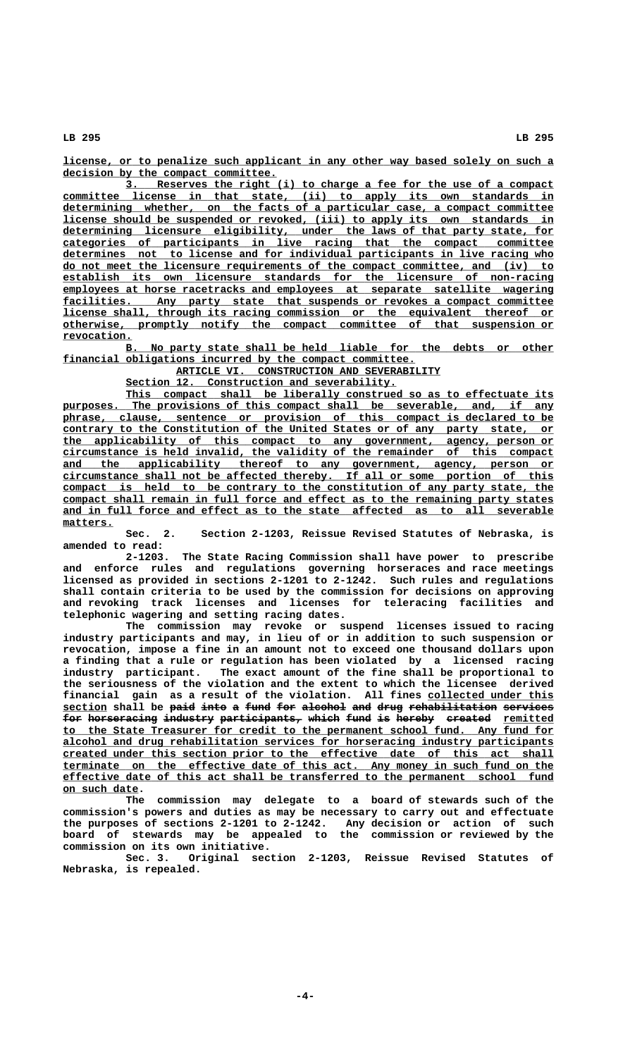license, or to penalize such applicant in any other way based solely on such a decision by the compact committee.

3. Reserves the right (i) to charge a fee for the use of a compact committee license in that state, (ii) to apply its own standards in determining whether, on the facts of a particular case, a compact committee license should be suspended or revoked, (iii) to apply its own standards in determining licensure eligibility, under the laws of that party state, for categories of participants in live racing that the compact committee determines not to license and for individual participants in live racing who do not meet the licensure requirements of the compact committee, and (iv) to establish its own licensure standards for the licensure of non-racing employees at horse racetracks and employees at separate satellite wagering facilities. Any party state that suspends or revokes a compact committee license shall, through its racing commission or the equivalent thereof or otherwise, promptly notify the compact committee of that suspension or revocation.

B. No party state shall be held liable for the debts or other financial obligations incurred by the compact committee.

ARTICLE VI. CONSTRUCTION AND SEVERABILITY

Section 12. Construction and severability.

This compact shall be liberally construed so as to effectuate its purposes. The provisions of this compact shall be severable, and, if any phrase, clause, sentence or provision of this compact is declared to be contrary to the Constitution of the United States or of any party state, or the applicability of this compact to any government, agency, person or circumstance is held invalid, the validity of the remainder of this compact and the applicability thereof to any government, agency, person or circumstance shall not be affected thereby. If all or some portion of this compact is held to be contrary to the constitution of any party state, the compact shall remain in full force and effect as to the remaining party states and in full force and effect as to the state affected as to all severable matters.

Sec. 2. Section 2-1203, Reissue Revised Statutes of Nebraska, is amended to read:

2-1203. The State Racing Commission shall have power to prescribe and enforce rules and regulations governing horseraces and race meetings licensed as provided in sections 2-1201 to 2-1242. Such rules and regulations shall contain criteria to be used by the commission for decisions on approving and revoking track licenses and licenses for teleracing facilities and telephonic wagering and setting racing dates.

The commission may revoke or suspend licenses issued to racing industry participants and may, in lieu of or in addition to such suspension or revocation, impose a fine in an amount not to exceed one thousand dollars upon a finding that a rule or regulation has been violated by a licensed racing industry participant. The exact amount of the fine shall be proportional to the seriousness of the violation and the extent to which the licensee derived financial gain as a result of the violation. All fines collected under this section shall be ~~paid into a fund for alcohol and drug rehabilitation services for horseracing industry participants, which fund is hereby created~~ remitted to the State Treasurer for credit to the permanent school fund. Any fund for alcohol and drug rehabilitation services for horseracing industry participants created under this section prior to the effective date of this act shall terminate on the effective date of this act. Any money in such fund on the effective date of this act shall be transferred to the permanent school fund on such date.

The commission may delegate to a board of stewards such of the commission's powers and duties as may be necessary to carry out and effectuate the purposes of sections 2-1201 to 2-1242. Any decision or action of such board of stewards may be appealed to the commission or reviewed by the commission on its own initiative.

Sec. 3. Original section 2-1203, Reissue Revised Statutes of Nebraska, is repealed.